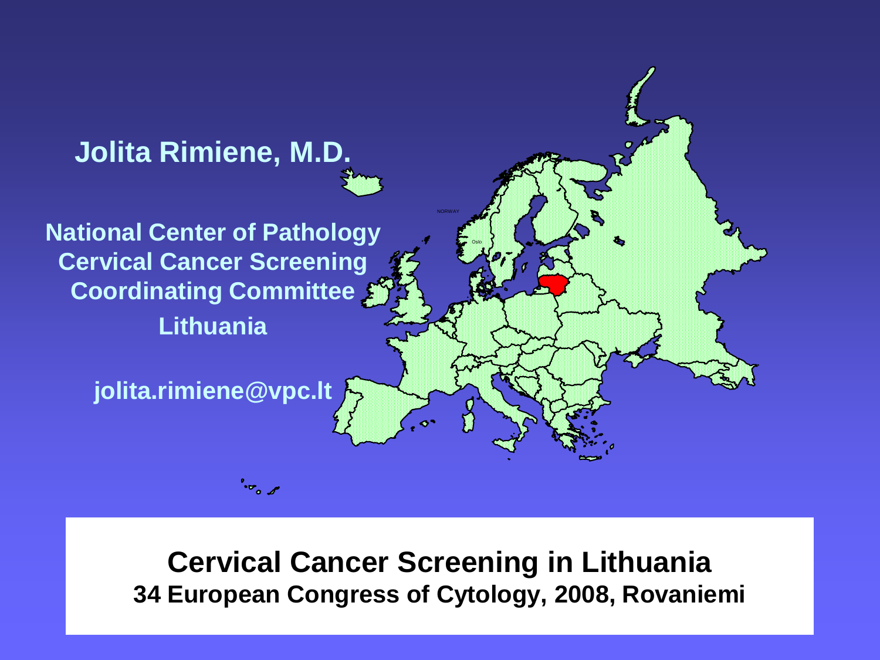**Jolita Rimiene, M.D.**

**National Center of Pathology**
**Cervical Cancer Screening Coordinating Committee**
**Lithuania**

**jolita.rimiene@vpc.lt**

# Cervical Cancer Screening in Lithuania

**34 European Congress of Cytology, 2008, Rovaniemi**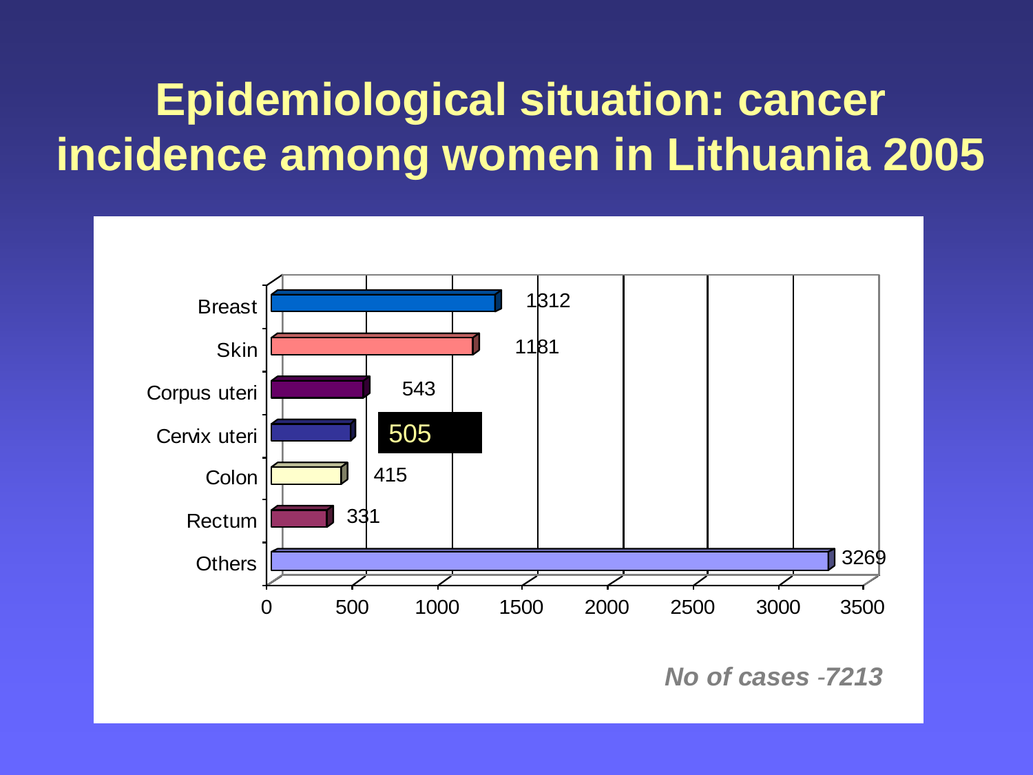# Epidemiological situation: cancer incidence among women in Lithuania 2005

Breast 1312

Skin 1181

Corpus uteri 543

Cervix uteri 505

Colon 415

Rectum 331

Others 3269

0 500 1000 1500 2000 2500 3000 3500

*No of cases -7213*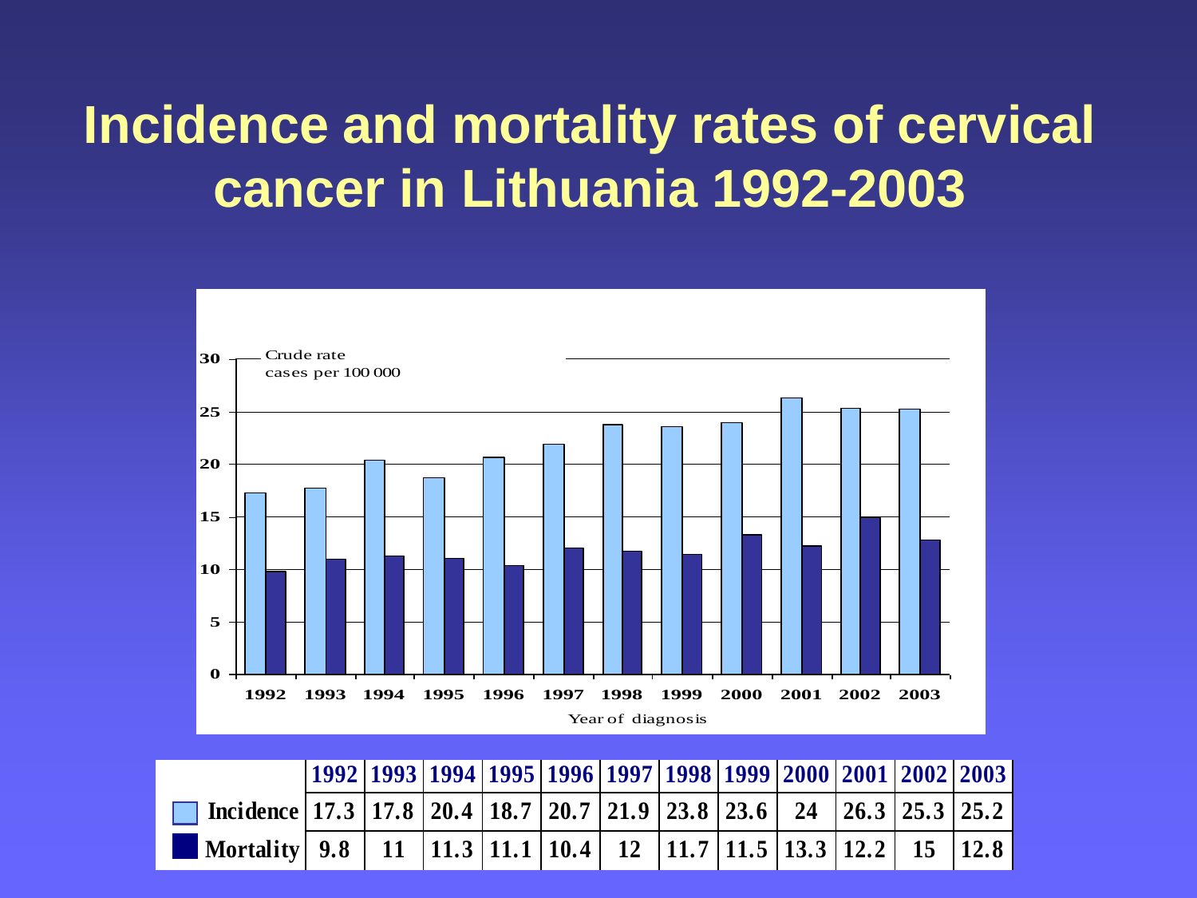# Incidence and mortality rates of cervical cancer in Lithuania 1992-2003

Crude rate
cases per 100 000

30
25
20
15
10
5
0

1992 1993 1994 1995 1996 1997 1998 1999 2000 2001 2002 2003

Year of diagnosis

| | 1992 | 1993 | 1994 | 1995 | 1996 | 1997 | 1998 | 1999 | 2000 | 2001 | 2002 | 2003 |
|---|---|---|---|---|---|---|---|---|---|---|---|---|
| Incidence | 17.3 | 17.8 | 20.4 | 18.7 | 20.7 | 21.9 | 23.8 | 23.6 | 24 | 26.3 | 25.3 | 25.2 |
| Mortality | 9.8 | 11 | 11.3 | 11.1 | 10.4 | 12 | 11.7 | 11.5 | 13.3 | 12.2 | 15 | 12.8 |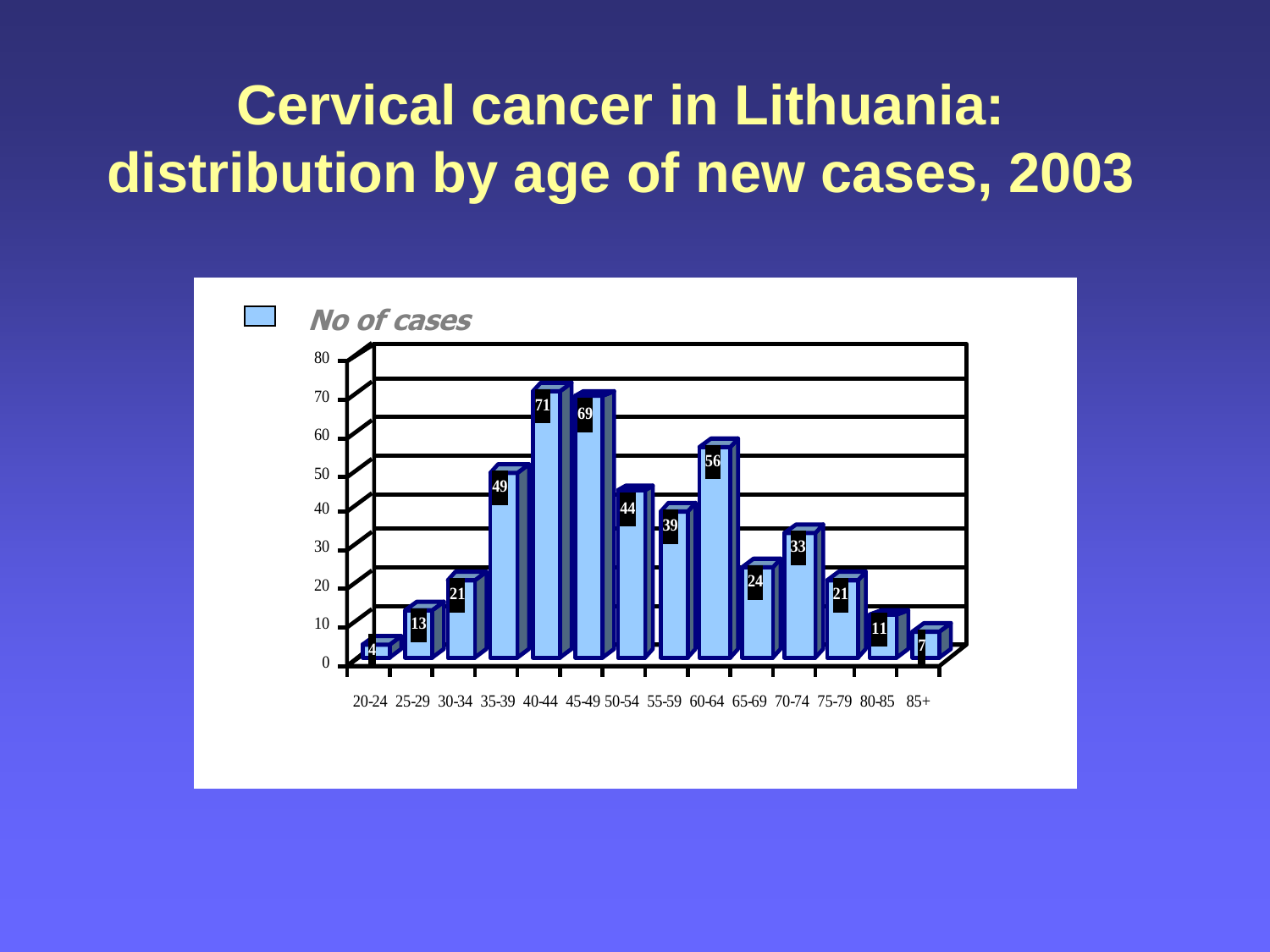# Cervical cancer in Lithuania: distribution by age of new cases, 2003

*No of cases*

80
70
60
50
40
30
20
10
0

4
13
21
49
71
69
44
39
56
24
33
21
11
7

20-24 25-29 30-34 35-39 40-44 45-49 50-54 55-59 60-64 65-69 70-74 75-79 80-85 85+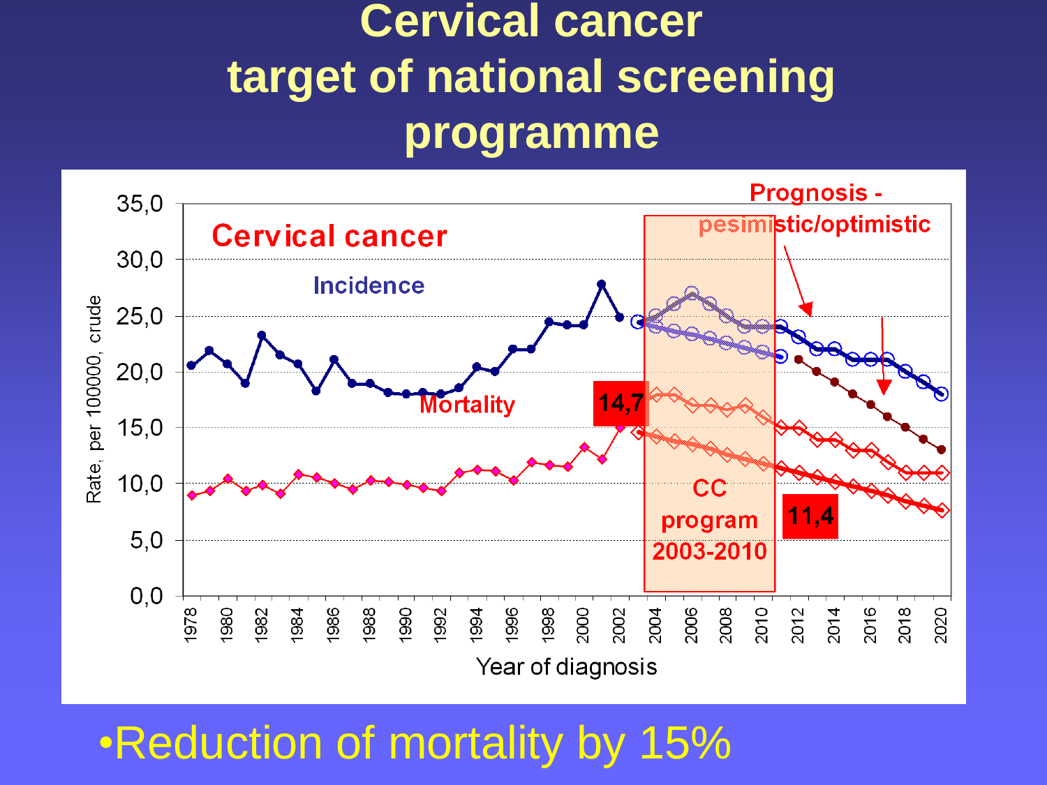# Cervical cancer target of national screening programme

Cervical cancer

Incidence

Mortality

Prognosis - pesimistic/optimistic

14,7

11,4

CC program 2003-2010

Rate, per 100000, crude

35,0
30,0
25,0
20,0
15,0
10,0
5,0
0,0

1978 1980 1982 1984 1986 1988 1990 1992 1994 1996 1998 2000 2002 2004 2006 2008 2010 2012 2014 2016 2018 2020

Year of diagnosis

- Reduction of mortality by 15%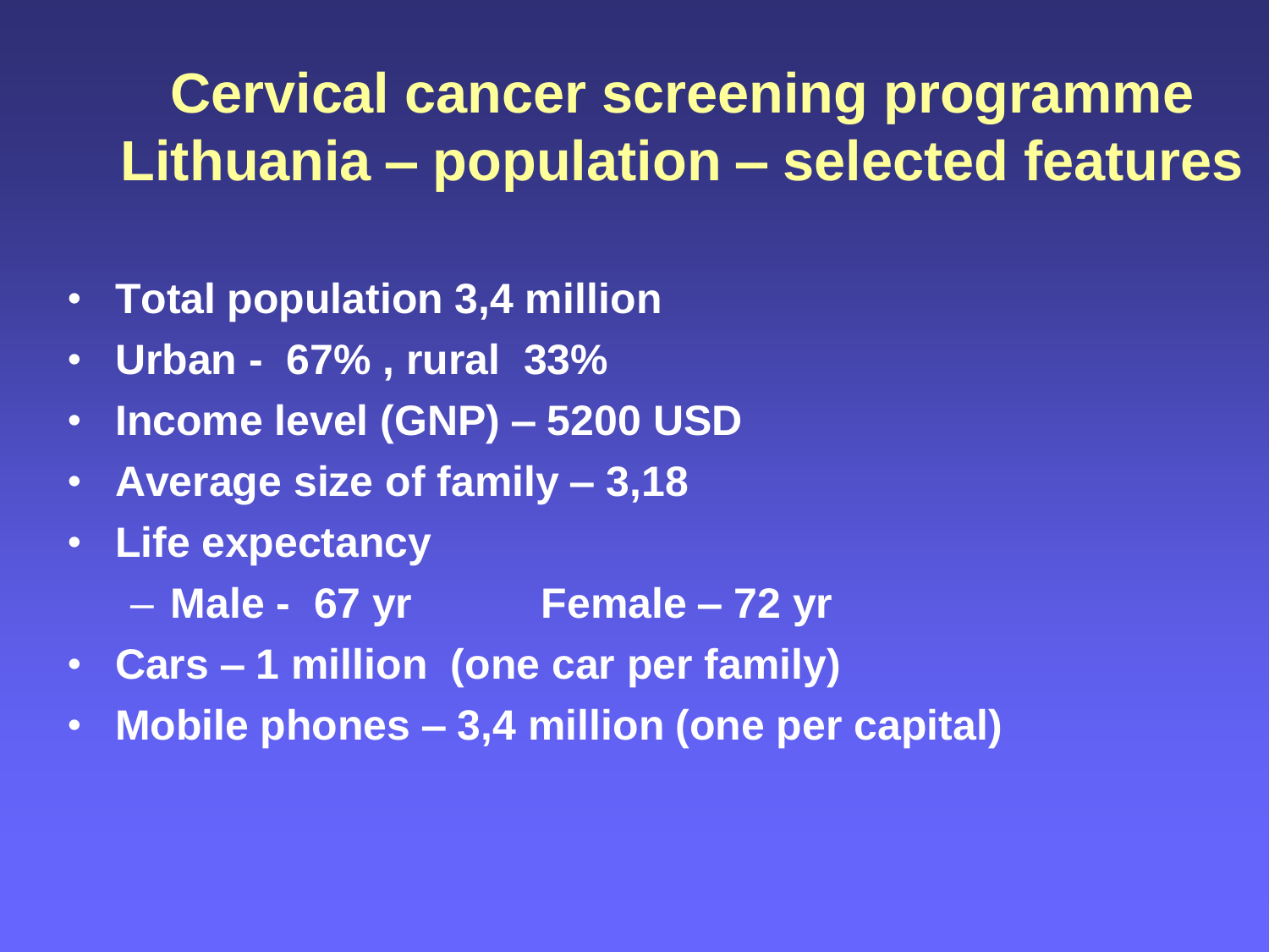# Cervical cancer screening programme Lithuania – population – selected features

- **Total population 3,4 million**
- **Urban - 67% , rural 33%**
- **Income level (GNP) – 5200 USD**
- **Average size of family – 3,18**
- **Life expectancy**
  - **Male - 67 yr Female – 72 yr**
- **Cars – 1 million (one car per family)**
- **Mobile phones – 3,4 million (one per capital)**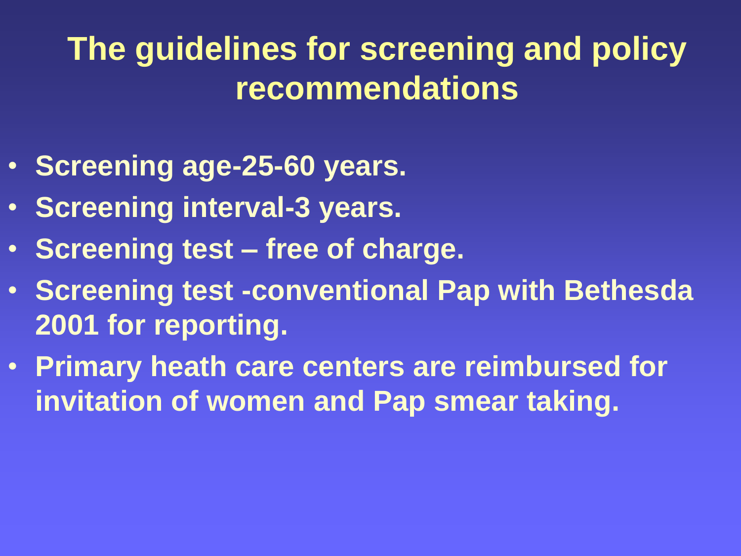# The guidelines for screening and policy recommendations

- **Screening age-25-60 years.**
- **Screening interval-3 years.**
- **Screening test – free of charge.**
- **Screening test -conventional Pap with Bethesda 2001 for reporting.**
- **Primary heath care centers are reimbursed for invitation of women and Pap smear taking.**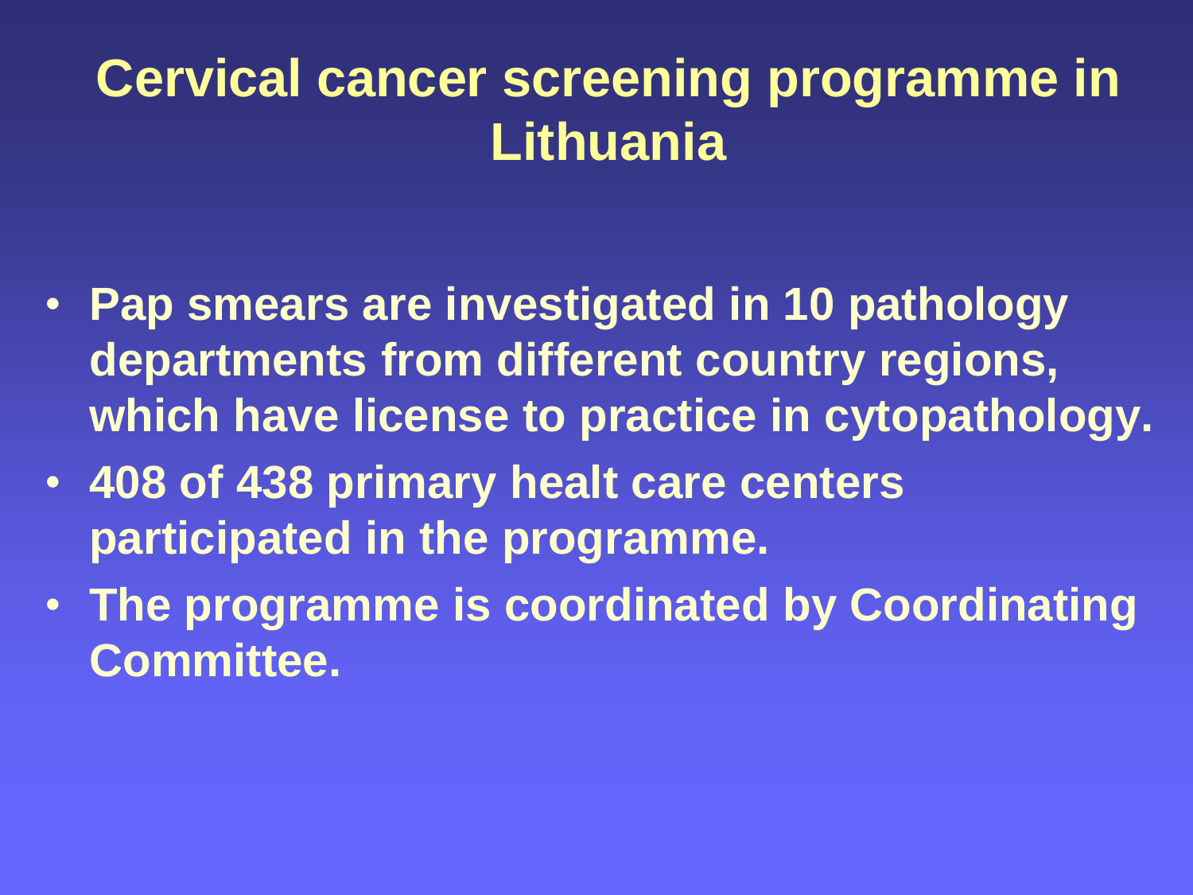# Cervical cancer screening programme in Lithuania

- Pap smears are investigated in 10 pathology departments from different country regions, which have license to practice in cytopathology.
- 408 of 438 primary healt care centers participated in the programme.
- The programme is coordinated by Coordinating Committee.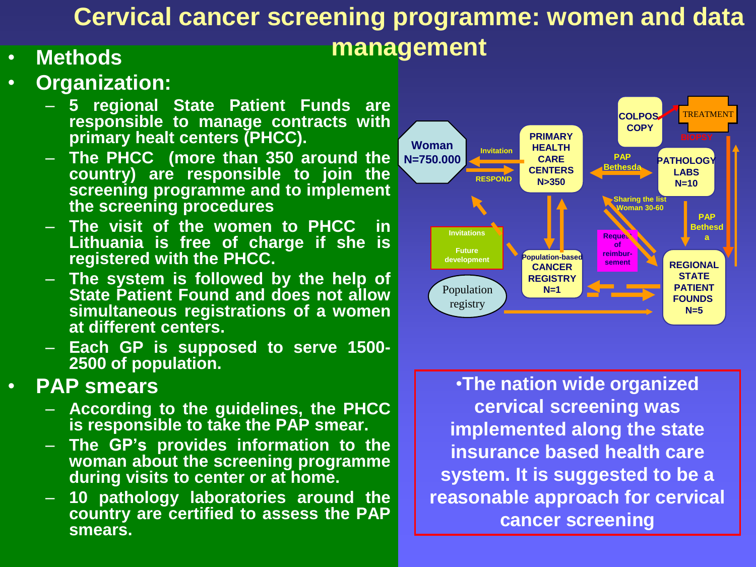# Cervical cancer screening programme: women and data management

- **Methods**
- **Organization:**
  - 5 regional State Patient Funds are responsible to manage contracts with primary healt centers (PHCC).
  - The PHCC (more than 350 around the country) are responsible to join the screening programme and to implement the screening procedures
  - The visit of the women to PHCC in Lithuania is free of charge if she is registered with the PHCC.
  - The system is followed by the help of State Patient Found and does not allow simultaneous registrations of a women at different centers.
  - Each GP is supposed to serve 1500-2500 of population.
- **PAP smears**
  - According to the guidelines, the PHCC is responsible to take the PAP smear.
  - The GP's provides information to the woman about the screening programme during visits to center or at home.
  - 10 pathology laboratories around the country are certified to assess the PAP smears.

Woman N=750.000

Invitation

RESPOND

PRIMARY HEALTH CARE CENTERS N>350

COLPOSCOPY

TREATMENT

BIOPSY

PAP Bethesda

PATHOLOGY LABS N=10

Sharing the list Woman 30-60

PAP Bethesda

Invitations Future development

Population-based CANCER REGISTRY N=1

Request of reimbursement

REGIONAL STATE PATIENT FOUNDS N=5

Population registry

•The nation wide organized cervical screening was implemented along the state insurance based health care system. It is suggested to be a reasonable approach for cervical cancer screening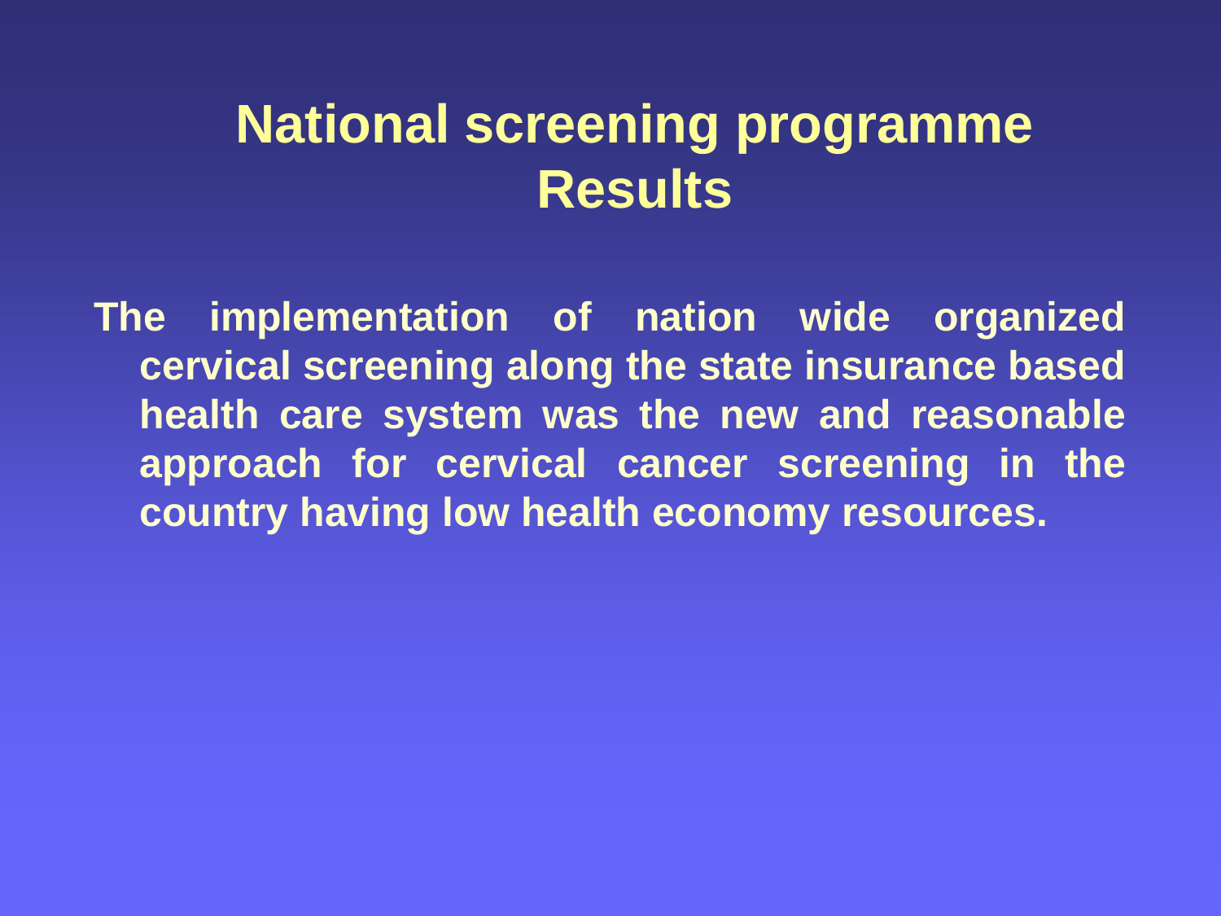# National screening programme
# Results

The implementation of nation wide organized cervical screening along the state insurance based health care system was the new and reasonable approach for cervical cancer screening in the country having low health economy resources.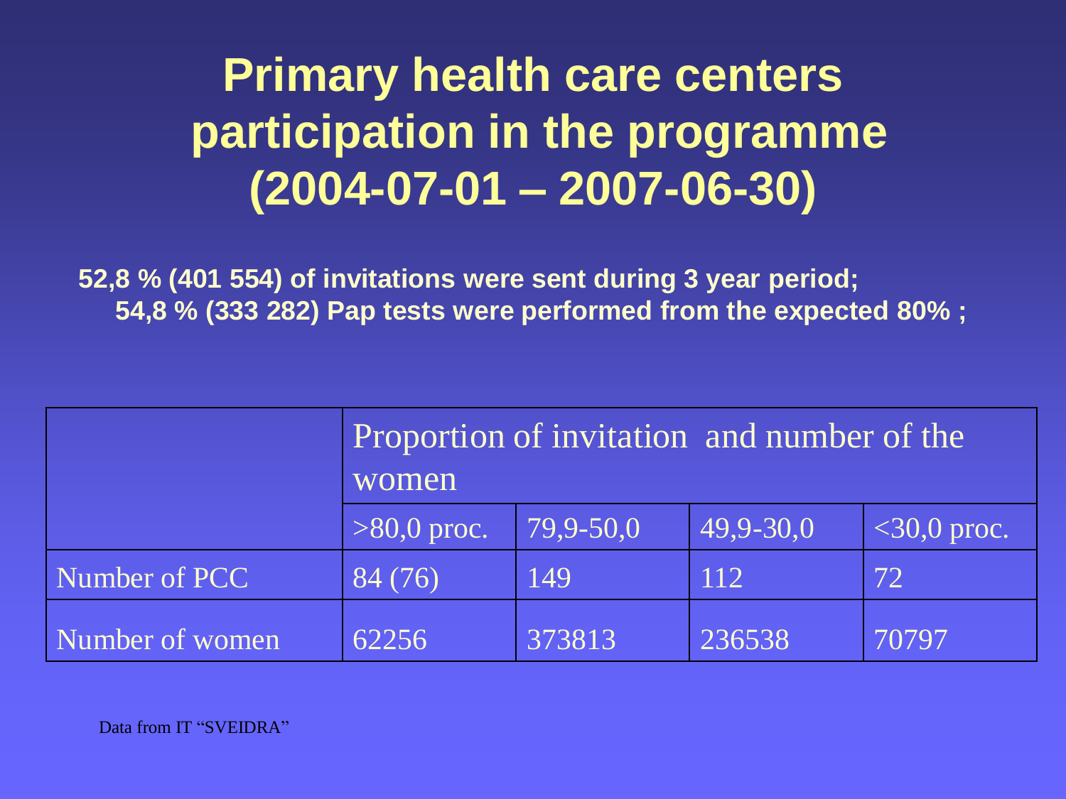# Primary health care centers participation in the programme (2004-07-01 – 2007-06-30)

**52,8 % (401 554) of invitations were sent during 3 year period;**

**54,8 % (333 282) Pap tests were performed from the expected 80% ;**

| | Proportion of invitation and number of the women | | | |
|---|---|---|---|---|
| | >80,0 proc. | 79,9-50,0 | 49,9-30,0 | <30,0 proc. |
| Number of PCC | 84 (76) | 149 | 112 | 72 |
| Number of women | 62256 | 373813 | 236538 | 70797 |

Data from IT “SVEIDRA”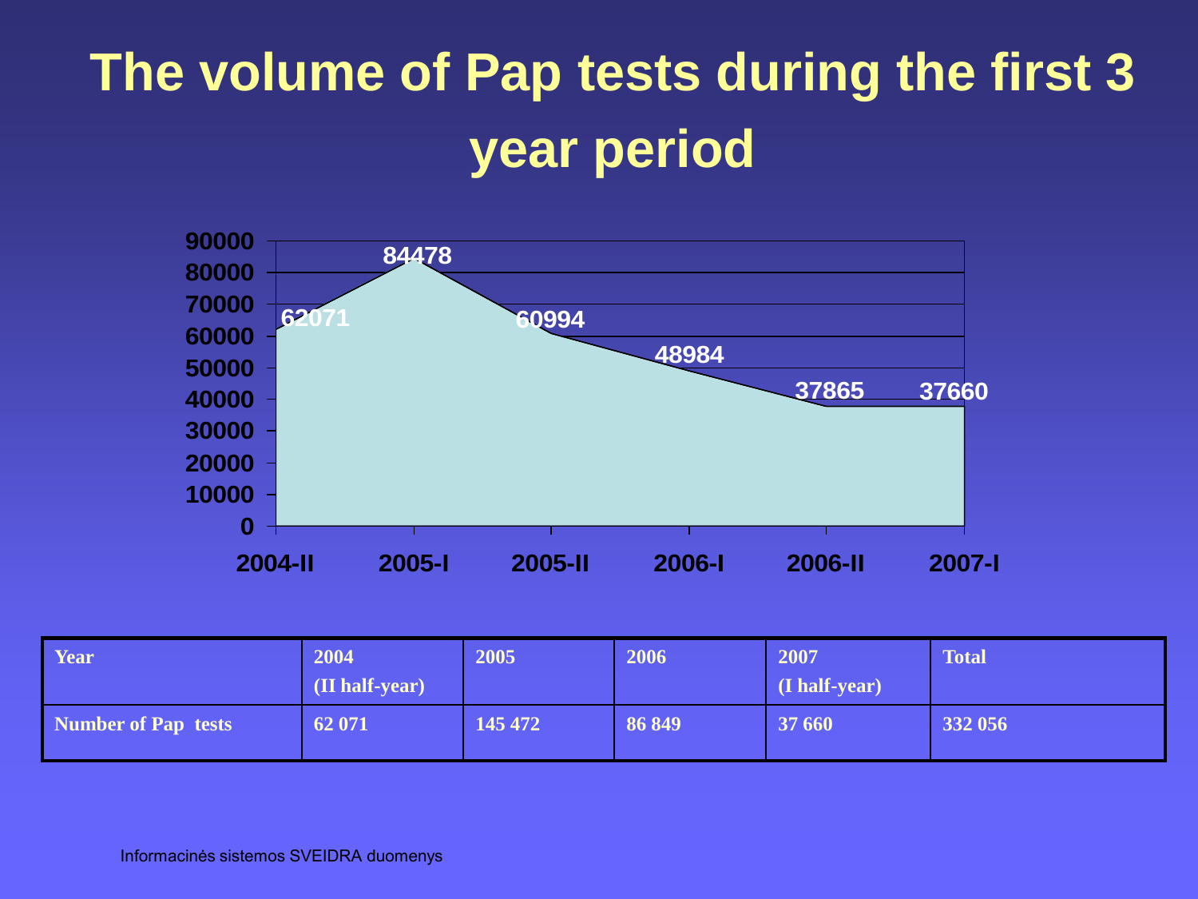# The volume of Pap tests during the first 3 year period

90000
80000
70000
60000
50000
40000
30000
20000
10000
0

62071
84478
60994
48984
37865
37660

2004-II
2005-I
2005-II
2006-I
2006-II
2007-I

| Year | 2004 (II half-year) | 2005 | 2006 | 2007 (I half-year) | Total |
|---|---|---|---|---|---|
| Number of Pap tests | 62 071 | 145 472 | 86 849 | 37 660 | 332 056 |

Informacinės sistemos SVEIDRA duomenys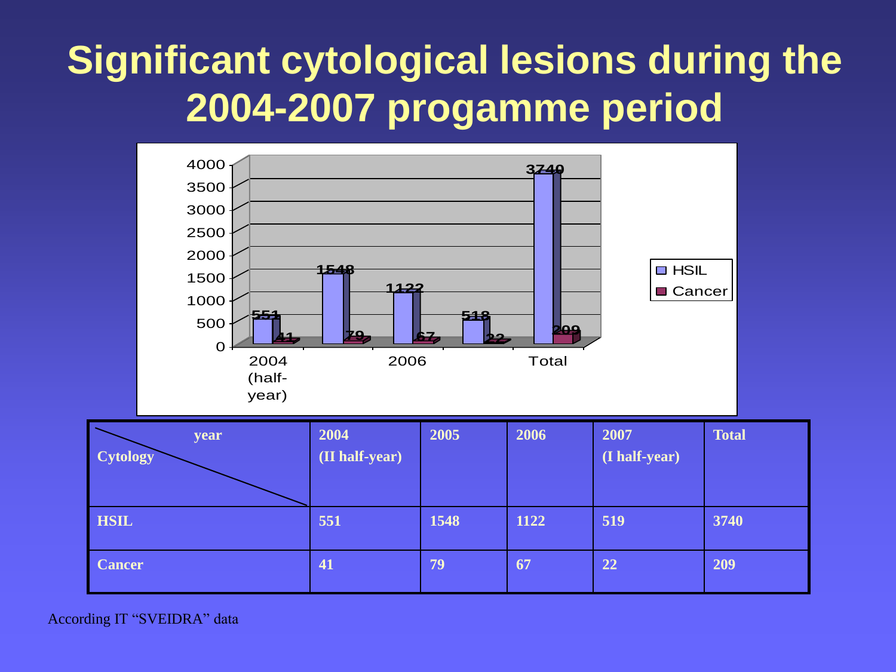# Significant cytological lesions during the 2004-2007 progamme period

4000
3500
3000
2500
2000
1500
1000
500
0

551
41
1548
79
1122
67
518
22
3740
209

2004 (half-year)
2006
Total

HSIL
Cancer

| year / Cytology | 2004 (II half-year) | 2005 | 2006 | 2007 (I half-year) | Total |
|---|---|---|---|---|---|
| HSIL | 551 | 1548 | 1122 | 519 | 3740 |
| Cancer | 41 | 79 | 67 | 22 | 209 |

According IT "SVEIDRA" data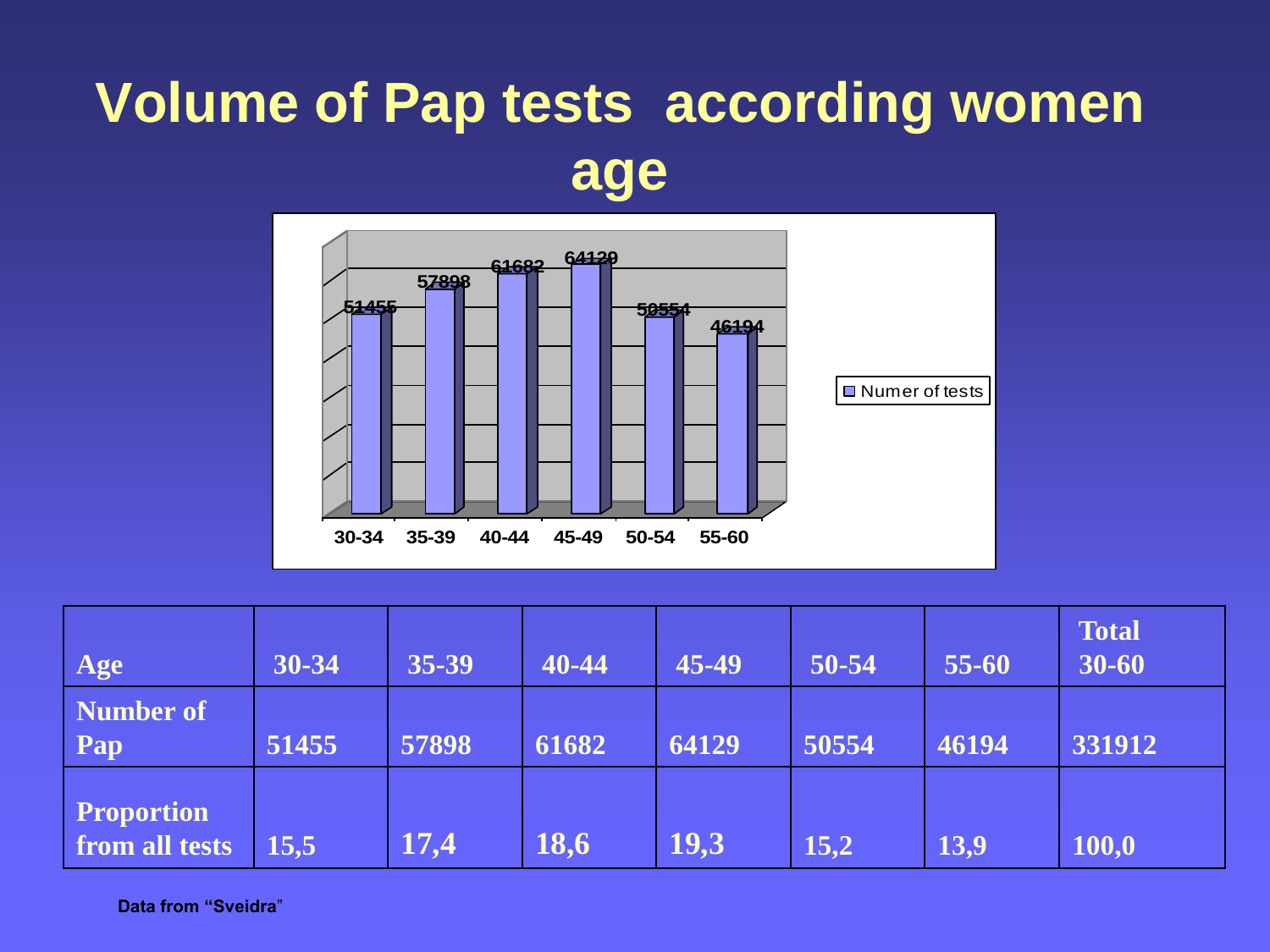# Volume of Pap tests according women age

64129
61682
57898
51455
50554
46194

Numer of tests

30-34
35-39
40-44
45-49
50-54
55-60

| Age | 30-34 | 35-39 | 40-44 | 45-49 | 50-54 | 55-60 | Total 30-60 |
| --- | --- | --- | --- | --- | --- | --- | --- |
| Number of Pap | 51455 | 57898 | 61682 | 64129 | 50554 | 46194 | 331912 |
| Proportion from all tests | 15,5 | 17,4 | 18,6 | 19,3 | 15,2 | 13,9 | 100,0 |

Data from “Sveidra”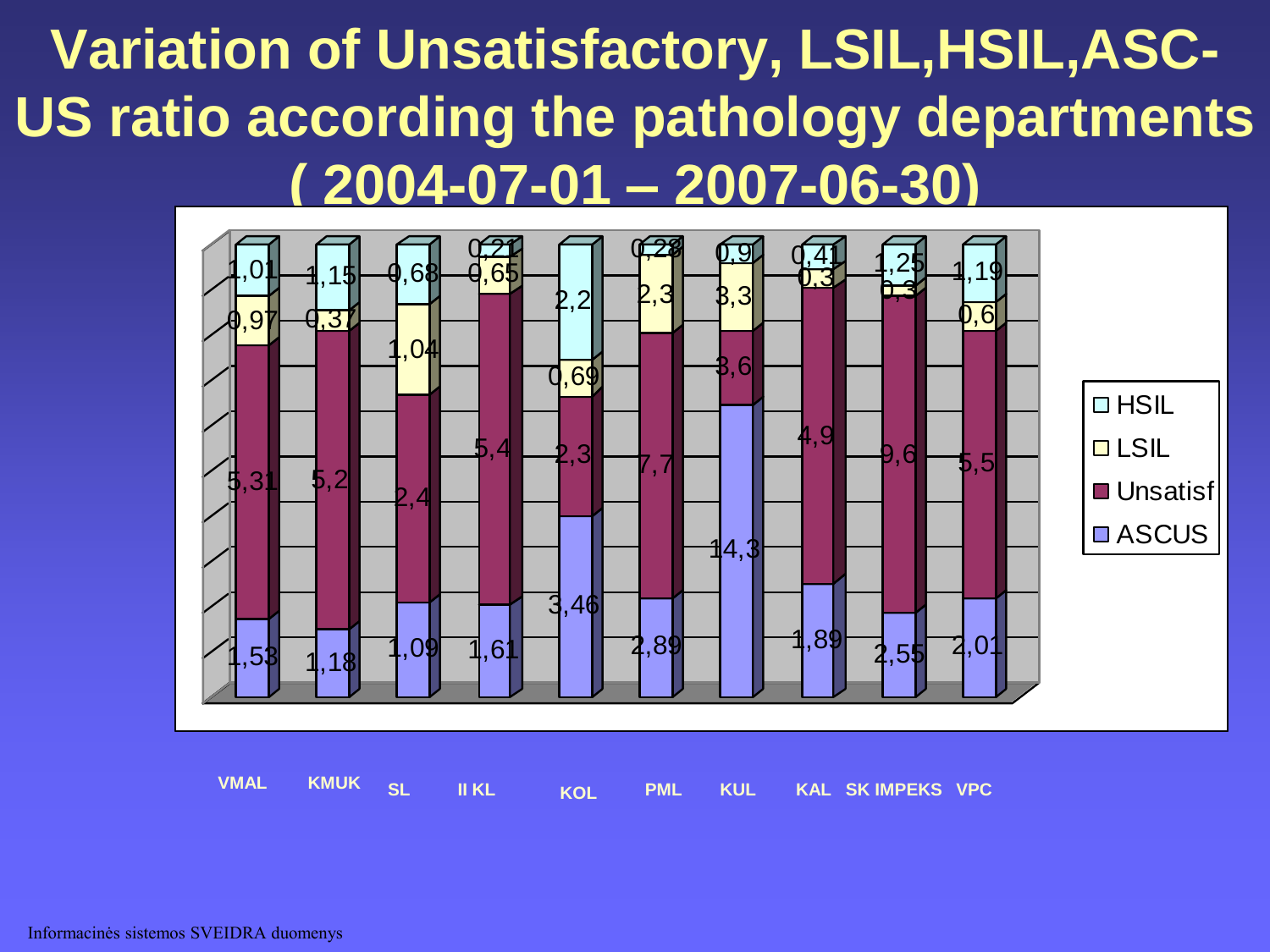# Variation of Unsatisfactory, LSIL,HSIL,ASC-US ratio according the pathology departments ( 2004-07-01 – 2007-06-30)

HSIL
LSIL
Unsatisf
ASCUS

VMAL: 1,53 · 5,31 · 0,97 · 1,01
KMUK: 1,18 · 5,2 · 0,37 · 1,15
SL: 1,09 · 2,4 · 1,04 · 0,68
II KL: 1,61 · 5,4 · 0,65 · 0,21
KOL: 3,46 · 2,3 · 0,69 · 2,2
PML: 2,89 · 7,7 · 2,3 · 0,28
KUL: 14,3 · 3,6 · 3,3 · 0,9
KAL: 1,89 · 4,9 · 0,3 · 0,41
SK IMPEKS: 2,55 · 9,6 · 0,3 · 1,25
VPC: 2,01 · 5,5 · 0,6 · 1,19

Informacinės sistemos SVEIDRA duomenys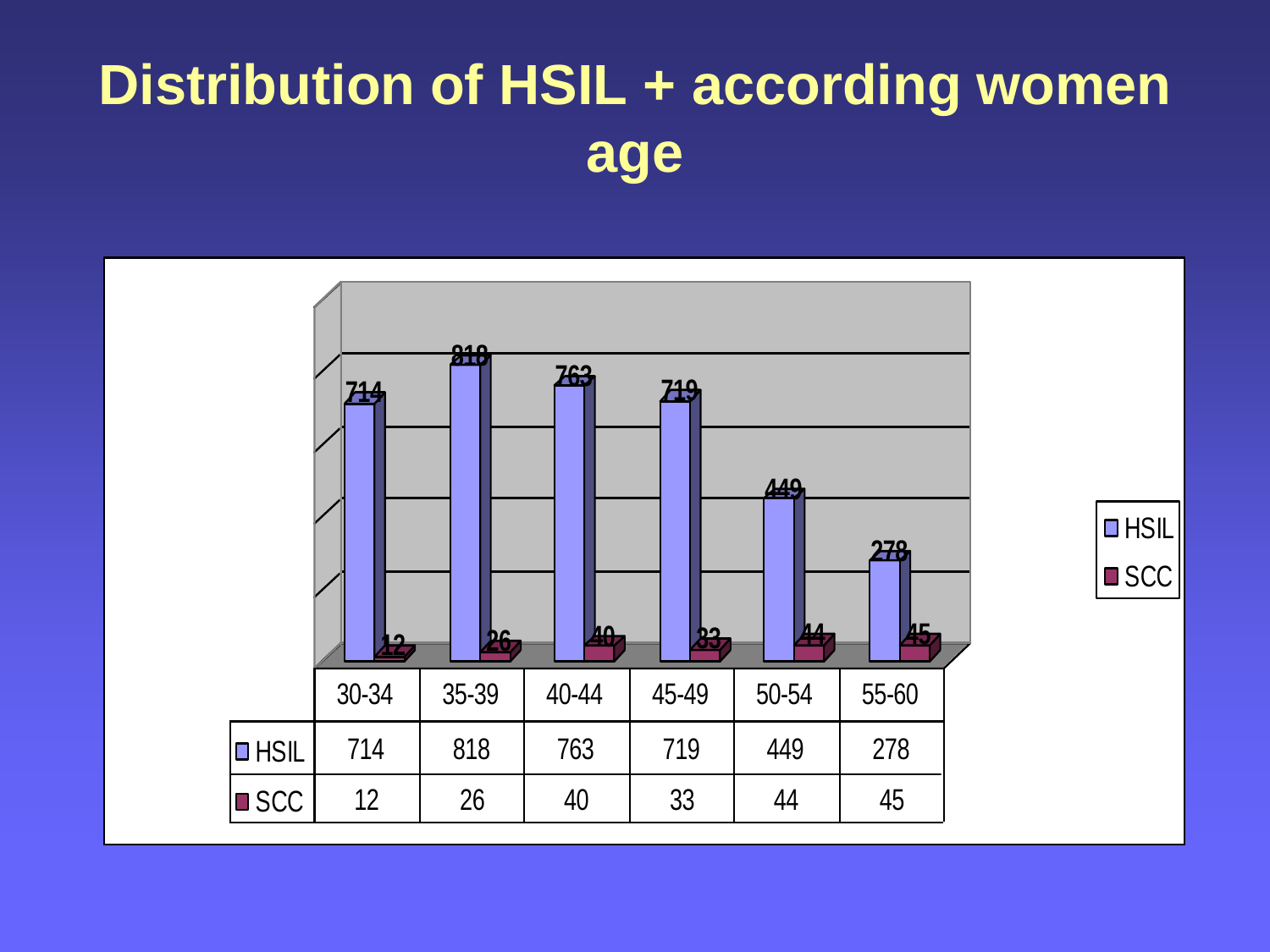# Distribution of HSIL + according women age

| | 30-34 | 35-39 | 40-44 | 45-49 | 50-54 | 55-60 |
|---|---|---|---|---|---|---|
| HSIL | 714 | 818 | 763 | 719 | 449 | 278 |
| SCC | 12 | 26 | 40 | 33 | 44 | 45 |

HSIL

SCC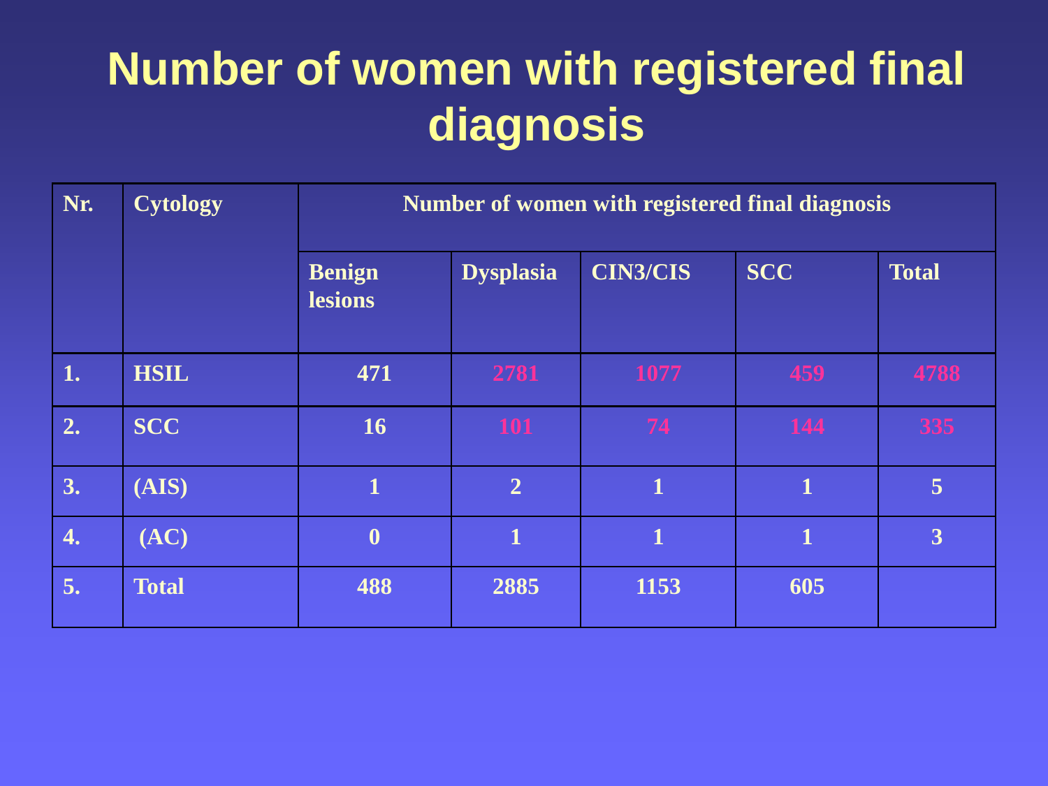# Number of women with registered final diagnosis

| Nr. | Cytology | Number of women with registered final diagnosis | | | | |
|---|---|---|---|---|---|---|
| | | Benign lesions | Dysplasia | CIN3/CIS | SCC | Total |
| 1. | HSIL | 471 | 2781 | 1077 | 459 | 4788 |
| 2. | SCC | 16 | 101 | 74 | 144 | 335 |
| 3. | (AIS) | 1 | 2 | 1 | 1 | 5 |
| 4. | (AC) | 0 | 1 | 1 | 1 | 3 |
| 5. | Total | 488 | 2885 | 1153 | 605 | |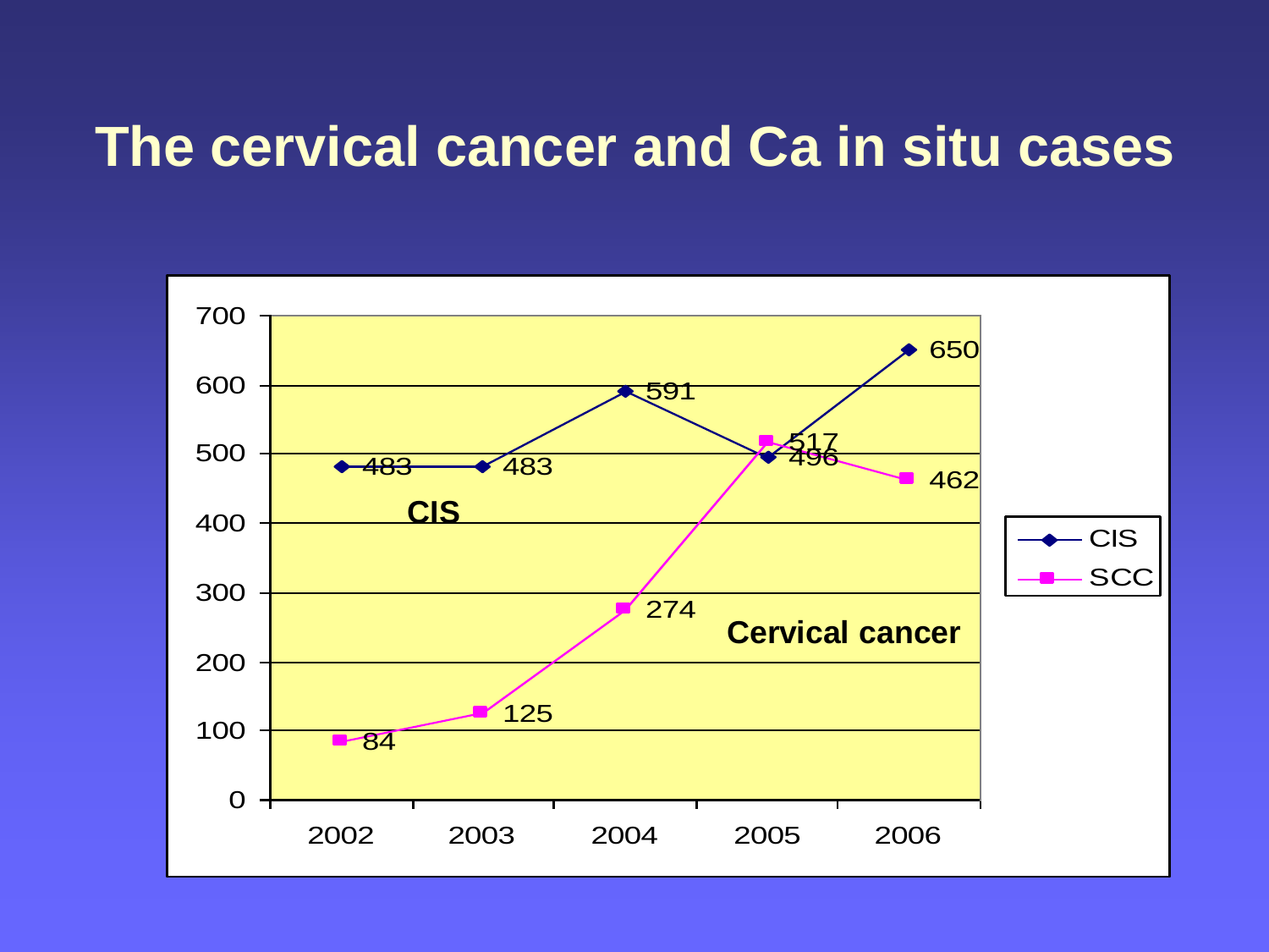# The cervical cancer and Ca in situ cases

700
600
500
400
300
200
100
0

2002
2003
2004
2005
2006

483
483
591
496
650

84
125
274
517
462

CIS

Cervical cancer

CIS
SCC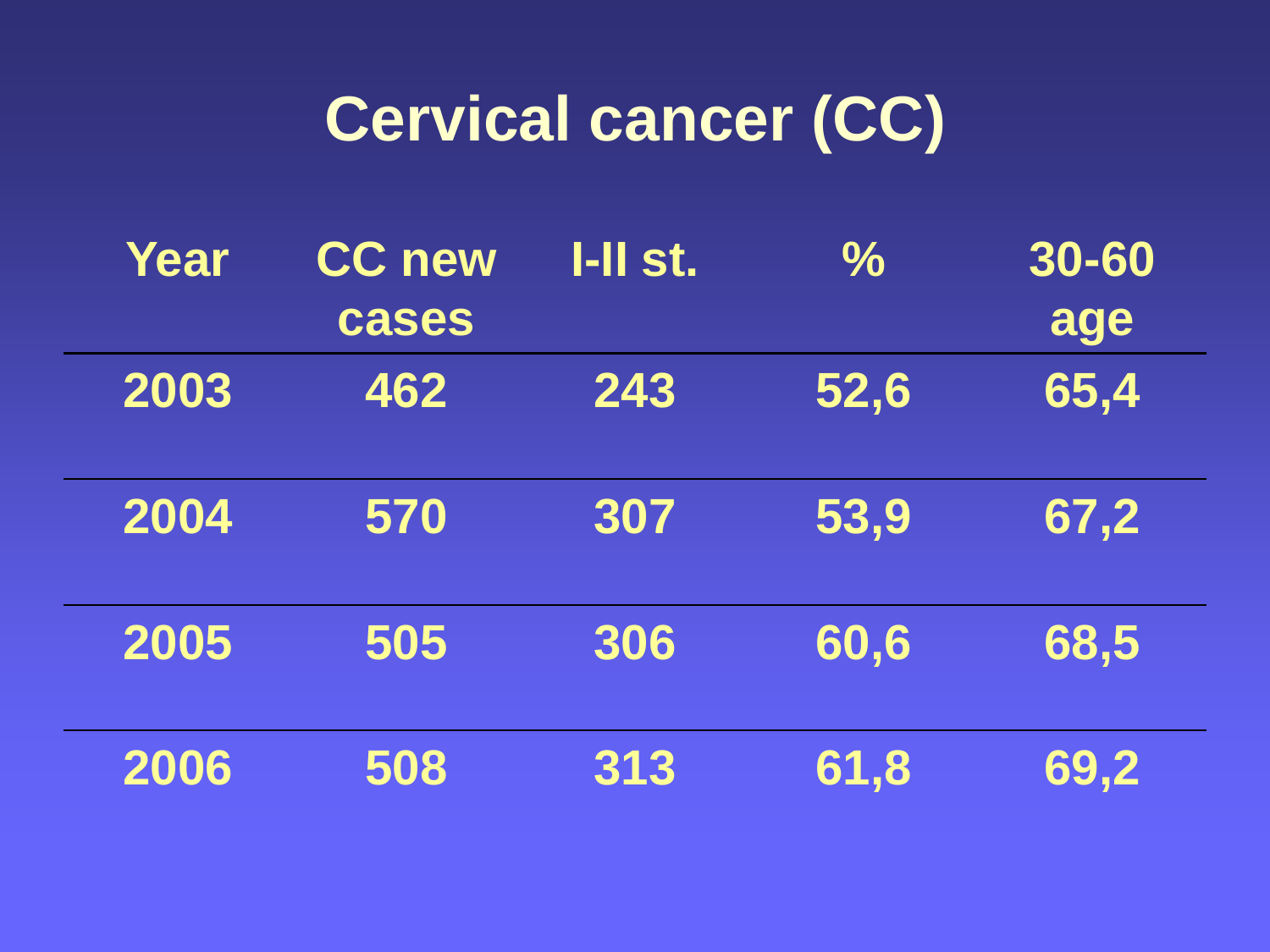# Cervical cancer (CC)

| Year | CC new cases | I-II st. | % | 30-60 age |
|---|---|---|---|---|
| 2003 | 462 | 243 | 52,6 | 65,4 |
| 2004 | 570 | 307 | 53,9 | 67,2 |
| 2005 | 505 | 306 | 60,6 | 68,5 |
| 2006 | 508 | 313 | 61,8 | 69,2 |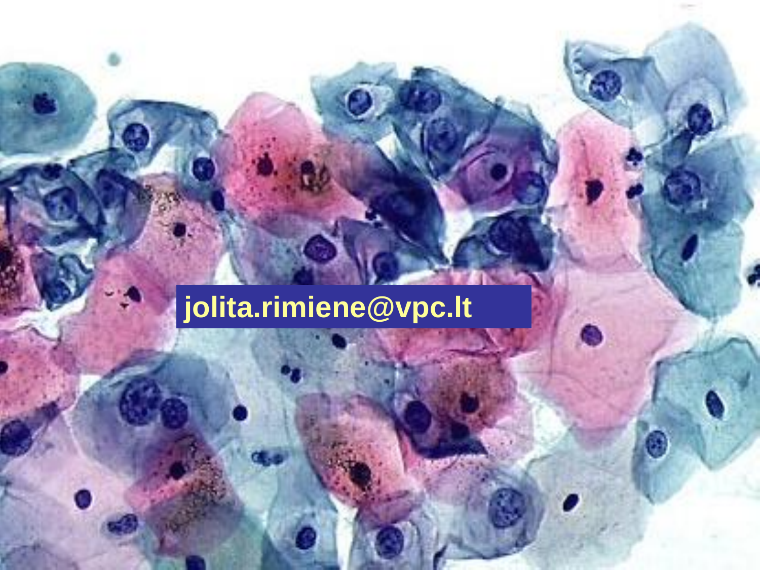jolita.rimiene@vpc.lt